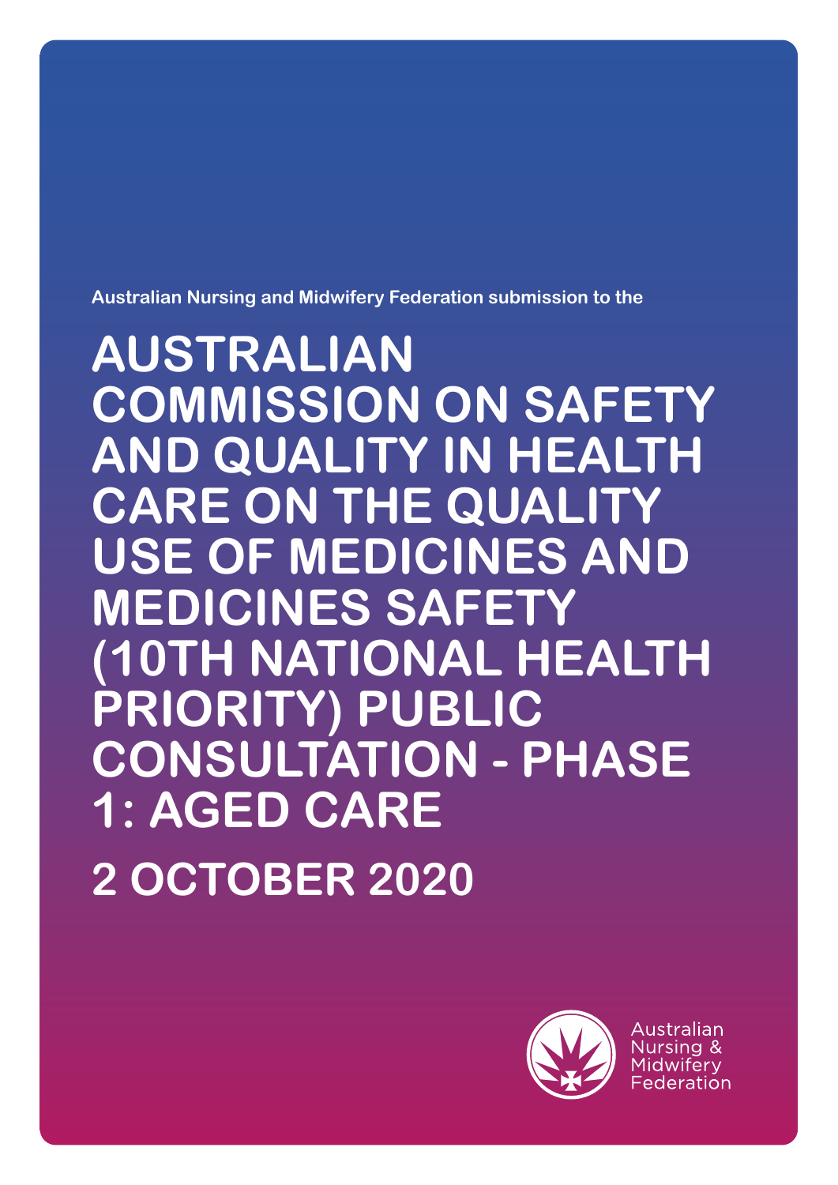Australian Nursing and Midwifery Federation submission to the

# AUSTRALIAN COMMISSION ON SAFETY AND QUALITY IN HEALTH CARE ON THE QUALITY USE OF MEDICINES AND MEDICINES SAFETY (10TH NATIONAL HEALTH PRIORITY) PUBLIC CONSULTATION - PHASE 1: AGED CARE

## 2 OCTOBER 2020

Australian Nursing & Midwifery Federation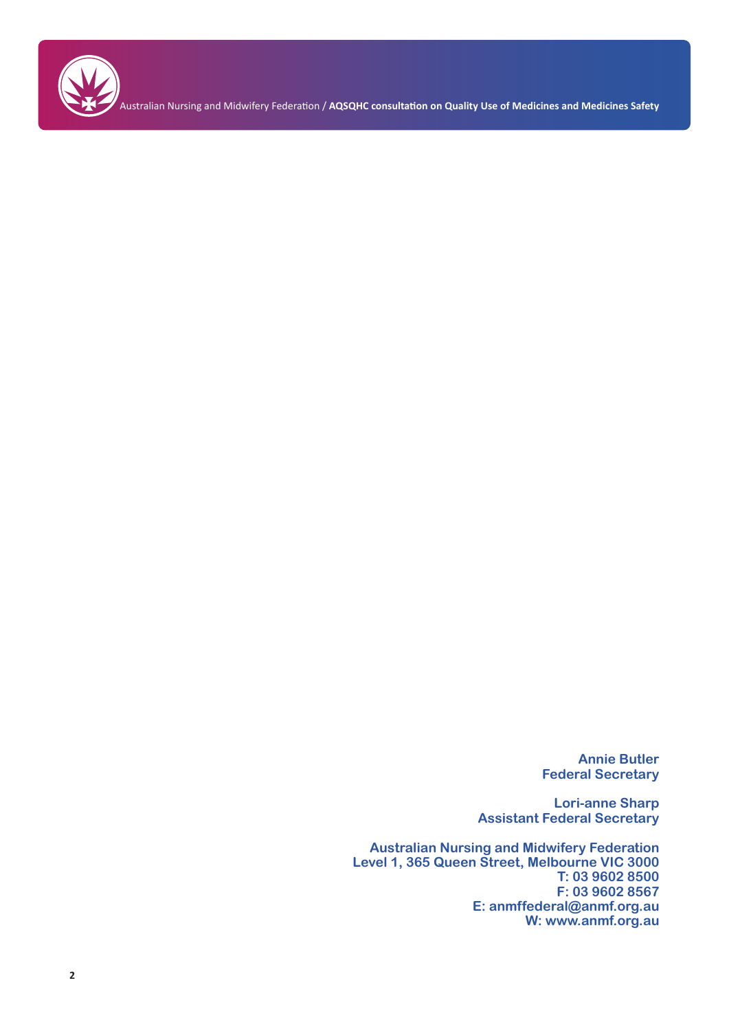**Annie Butler**
**Federal Secretary**

**Lori-anne Sharp**
**Assistant Federal Secretary**

**Australian Nursing and Midwifery Federation**
**Level 1, 365 Queen Street, Melbourne VIC 3000**
**T: 03 9602 8500**
**F: 03 9602 8567**
**E: anmffederal@anmf.org.au**
**W: www.anmf.org.au**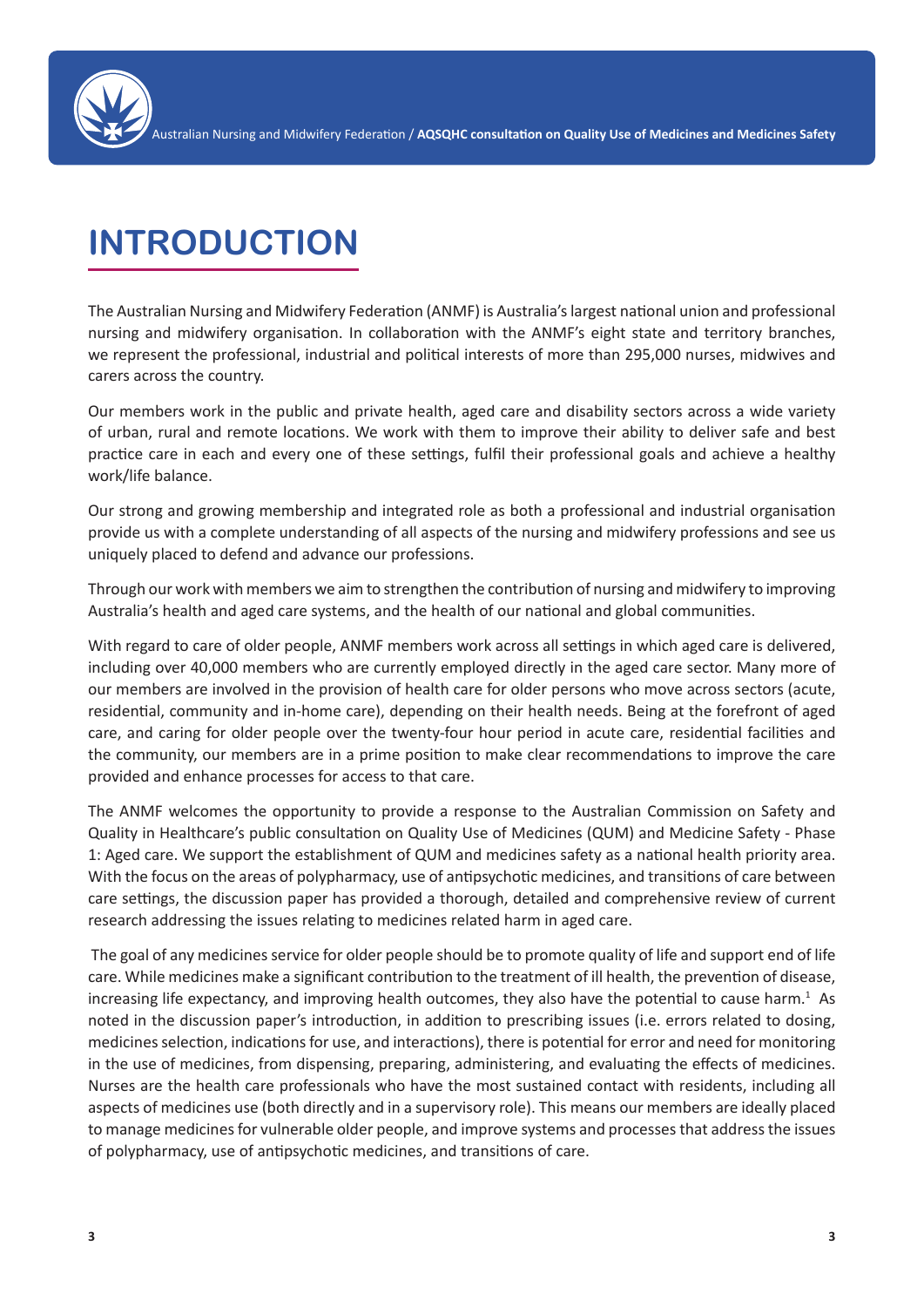# INTRODUCTION

The Australian Nursing and Midwifery Federation (ANMF) is Australia's largest national union and professional nursing and midwifery organisation. In collaboration with the ANMF's eight state and territory branches, we represent the professional, industrial and political interests of more than 295,000 nurses, midwives and carers across the country.

Our members work in the public and private health, aged care and disability sectors across a wide variety of urban, rural and remote locations. We work with them to improve their ability to deliver safe and best practice care in each and every one of these settings, fulfil their professional goals and achieve a healthy work/life balance.

Our strong and growing membership and integrated role as both a professional and industrial organisation provide us with a complete understanding of all aspects of the nursing and midwifery professions and see us uniquely placed to defend and advance our professions.

Through our work with members we aim to strengthen the contribution of nursing and midwifery to improving Australia's health and aged care systems, and the health of our national and global communities.

With regard to care of older people, ANMF members work across all settings in which aged care is delivered, including over 40,000 members who are currently employed directly in the aged care sector. Many more of our members are involved in the provision of health care for older persons who move across sectors (acute, residential, community and in-home care), depending on their health needs. Being at the forefront of aged care, and caring for older people over the twenty-four hour period in acute care, residential facilities and the community, our members are in a prime position to make clear recommendations to improve the care provided and enhance processes for access to that care.

The ANMF welcomes the opportunity to provide a response to the Australian Commission on Safety and Quality in Healthcare's public consultation on Quality Use of Medicines (QUM) and Medicine Safety - Phase 1: Aged care. We support the establishment of QUM and medicines safety as a national health priority area. With the focus on the areas of polypharmacy, use of antipsychotic medicines, and transitions of care between care settings, the discussion paper has provided a thorough, detailed and comprehensive review of current research addressing the issues relating to medicines related harm in aged care.

The goal of any medicines service for older people should be to promote quality of life and support end of life care. While medicines make a significant contribution to the treatment of ill health, the prevention of disease, increasing life expectancy, and improving health outcomes, they also have the potential to cause harm.[1] As noted in the discussion paper's introduction, in addition to prescribing issues (i.e. errors related to dosing, medicines selection, indications for use, and interactions), there is potential for error and need for monitoring in the use of medicines, from dispensing, preparing, administering, and evaluating the effects of medicines. Nurses are the health care professionals who have the most sustained contact with residents, including all aspects of medicines use (both directly and in a supervisory role). This means our members are ideally placed to manage medicines for vulnerable older people, and improve systems and processes that address the issues of polypharmacy, use of antipsychotic medicines, and transitions of care.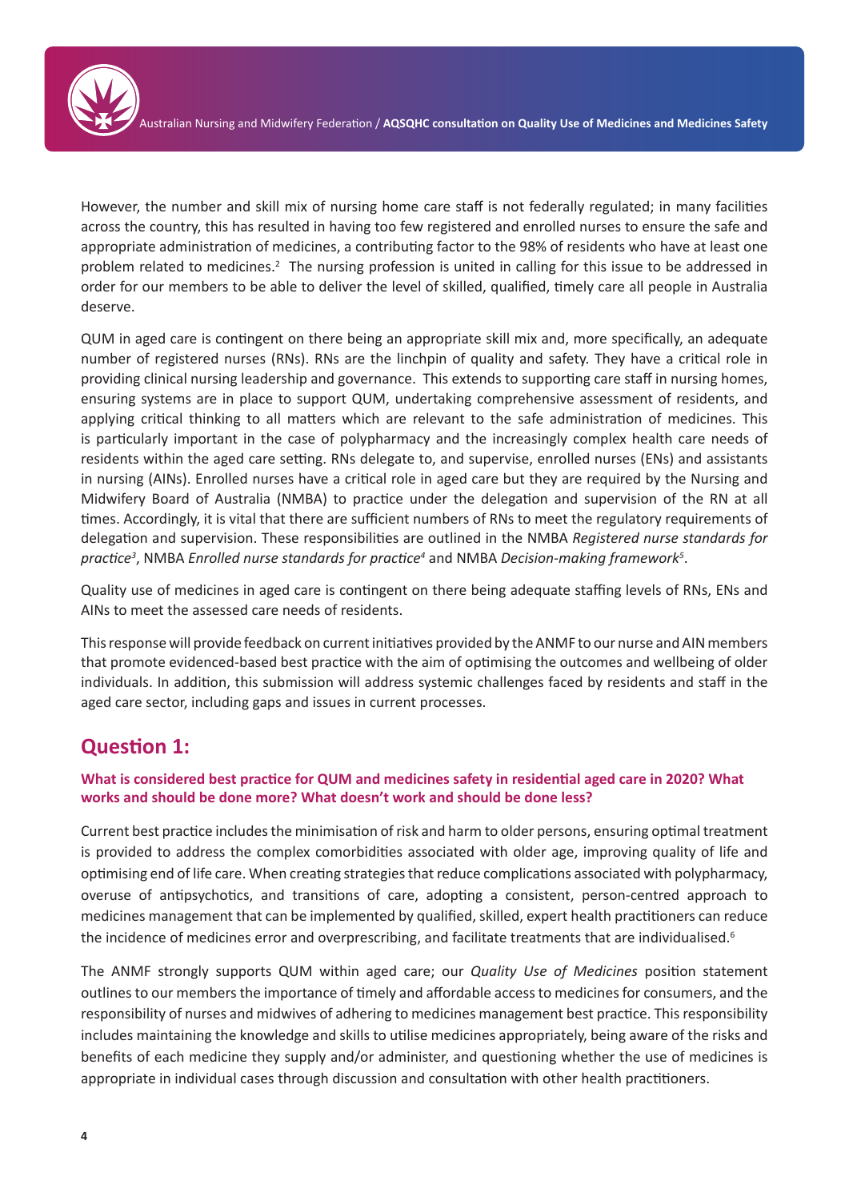However, the number and skill mix of nursing home care staff is not federally regulated; in many facilities across the country, this has resulted in having too few registered and enrolled nurses to ensure the safe and appropriate administration of medicines, a contributing factor to the 98% of residents who have at least one problem related to medicines.[2] The nursing profession is united in calling for this issue to be addressed in order for our members to be able to deliver the level of skilled, qualified, timely care all people in Australia deserve.

QUM in aged care is contingent on there being an appropriate skill mix and, more specifically, an adequate number of registered nurses (RNs). RNs are the linchpin of quality and safety. They have a critical role in providing clinical nursing leadership and governance. This extends to supporting care staff in nursing homes, ensuring systems are in place to support QUM, undertaking comprehensive assessment of residents, and applying critical thinking to all matters which are relevant to the safe administration of medicines. This is particularly important in the case of polypharmacy and the increasingly complex health care needs of residents within the aged care setting. RNs delegate to, and supervise, enrolled nurses (ENs) and assistants in nursing (AINs). Enrolled nurses have a critical role in aged care but they are required by the Nursing and Midwifery Board of Australia (NMBA) to practice under the delegation and supervision of the RN at all times. Accordingly, it is vital that there are sufficient numbers of RNs to meet the regulatory requirements of delegation and supervision. These responsibilities are outlined in the NMBA *Registered nurse standards for practice*[3], NMBA *Enrolled nurse standards for practice*[4] and NMBA *Decision-making framework*[5].

Quality use of medicines in aged care is contingent on there being adequate staffing levels of RNs, ENs and AINs to meet the assessed care needs of residents.

This response will provide feedback on current initiatives provided by the ANMF to our nurse and AIN members that promote evidenced-based best practice with the aim of optimising the outcomes and wellbeing of older individuals. In addition, this submission will address systemic challenges faced by residents and staff in the aged care sector, including gaps and issues in current processes.

## Question 1:

**What is considered best practice for QUM and medicines safety in residential aged care in 2020? What works and should be done more? What doesn't work and should be done less?**

Current best practice includes the minimisation of risk and harm to older persons, ensuring optimal treatment is provided to address the complex comorbidities associated with older age, improving quality of life and optimising end of life care. When creating strategies that reduce complications associated with polypharmacy, overuse of antipsychotics, and transitions of care, adopting a consistent, person-centred approach to medicines management that can be implemented by qualified, skilled, expert health practitioners can reduce the incidence of medicines error and overprescribing, and facilitate treatments that are individualised.[6]

The ANMF strongly supports QUM within aged care; our *Quality Use of Medicines* position statement outlines to our members the importance of timely and affordable access to medicines for consumers, and the responsibility of nurses and midwives of adhering to medicines management best practice. This responsibility includes maintaining the knowledge and skills to utilise medicines appropriately, being aware of the risks and benefits of each medicine they supply and/or administer, and questioning whether the use of medicines is appropriate in individual cases through discussion and consultation with other health practitioners.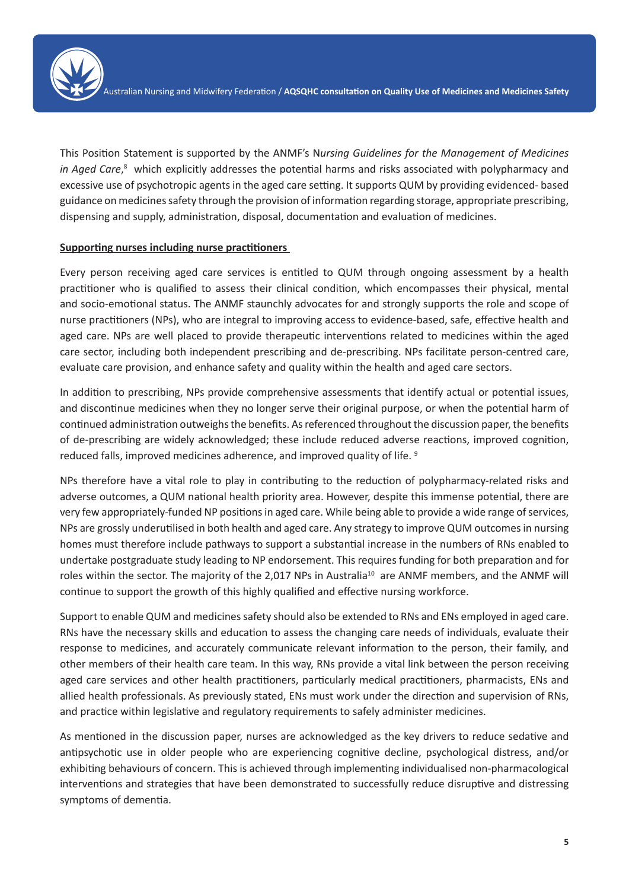This Position Statement is supported by the ANMF's N*ursing Guidelines for the Management of Medicines in Aged Care*,[8] which explicitly addresses the potential harms and risks associated with polypharmacy and excessive use of psychotropic agents in the aged care setting. It supports QUM by providing evidenced- based guidance on medicines safety through the provision of information regarding storage, appropriate prescribing, dispensing and supply, administration, disposal, documentation and evaluation of medicines.

**Supporting nurses including nurse practitioners**

Every person receiving aged care services is entitled to QUM through ongoing assessment by a health practitioner who is qualified to assess their clinical condition, which encompasses their physical, mental and socio-emotional status. The ANMF staunchly advocates for and strongly supports the role and scope of nurse practitioners (NPs), who are integral to improving access to evidence-based, safe, effective health and aged care. NPs are well placed to provide therapeutic interventions related to medicines within the aged care sector, including both independent prescribing and de-prescribing. NPs facilitate person-centred care, evaluate care provision, and enhance safety and quality within the health and aged care sectors.

In addition to prescribing, NPs provide comprehensive assessments that identify actual or potential issues, and discontinue medicines when they no longer serve their original purpose, or when the potential harm of continued administration outweighs the benefits. As referenced throughout the discussion paper, the benefits of de-prescribing are widely acknowledged; these include reduced adverse reactions, improved cognition, reduced falls, improved medicines adherence, and improved quality of life. [9]

NPs therefore have a vital role to play in contributing to the reduction of polypharmacy-related risks and adverse outcomes, a QUM national health priority area. However, despite this immense potential, there are very few appropriately-funded NP positions in aged care. While being able to provide a wide range of services, NPs are grossly underutilised in both health and aged care. Any strategy to improve QUM outcomes in nursing homes must therefore include pathways to support a substantial increase in the numbers of RNs enabled to undertake postgraduate study leading to NP endorsement. This requires funding for both preparation and for roles within the sector. The majority of the 2,017 NPs in Australia[10] are ANMF members, and the ANMF will continue to support the growth of this highly qualified and effective nursing workforce.

Support to enable QUM and medicines safety should also be extended to RNs and ENs employed in aged care. RNs have the necessary skills and education to assess the changing care needs of individuals, evaluate their response to medicines, and accurately communicate relevant information to the person, their family, and other members of their health care team. In this way, RNs provide a vital link between the person receiving aged care services and other health practitioners, particularly medical practitioners, pharmacists, ENs and allied health professionals. As previously stated, ENs must work under the direction and supervision of RNs, and practice within legislative and regulatory requirements to safely administer medicines.

As mentioned in the discussion paper, nurses are acknowledged as the key drivers to reduce sedative and antipsychotic use in older people who are experiencing cognitive decline, psychological distress, and/or exhibiting behaviours of concern. This is achieved through implementing individualised non-pharmacological interventions and strategies that have been demonstrated to successfully reduce disruptive and distressing symptoms of dementia.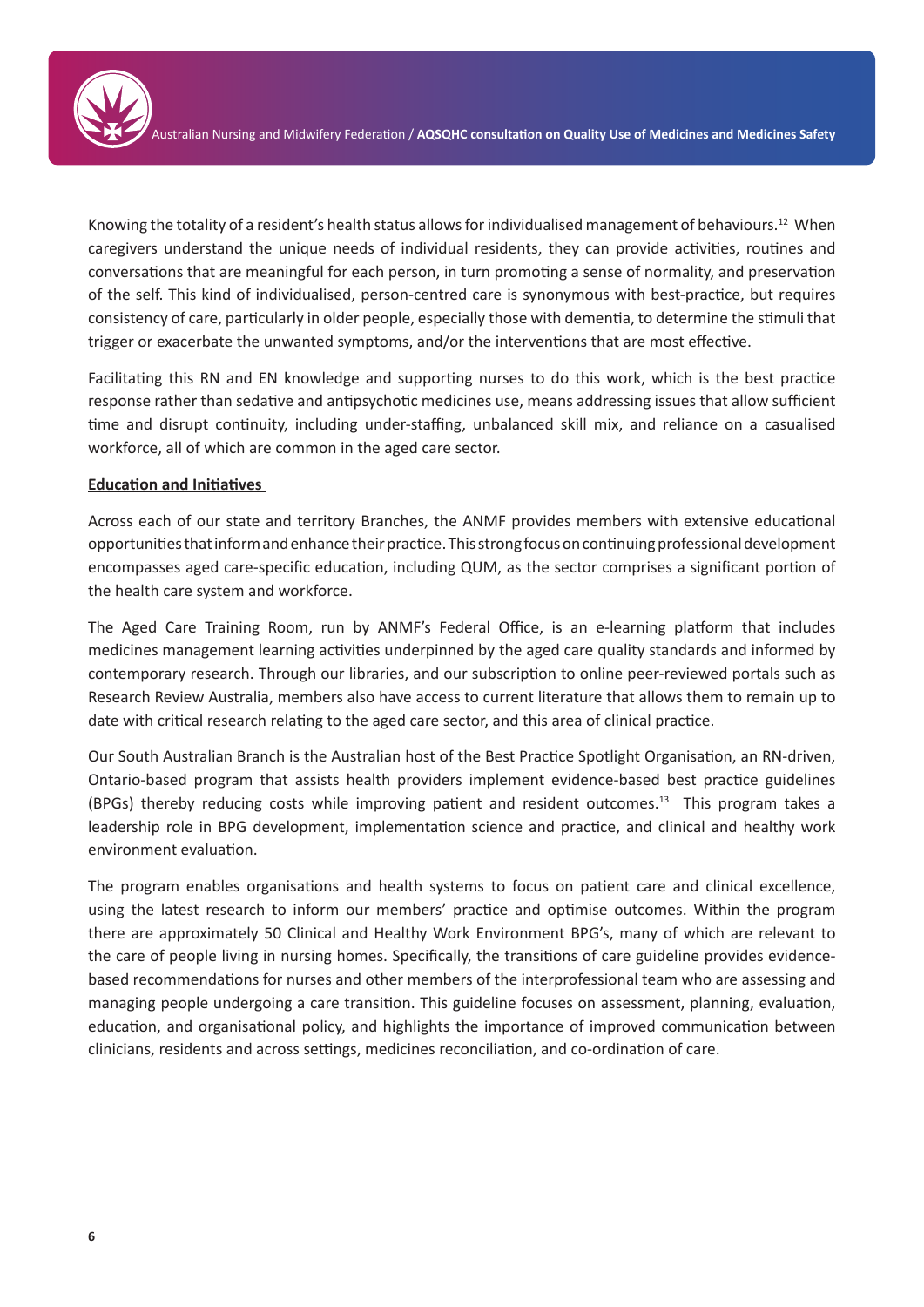Knowing the totality of a resident's health status allows for individualised management of behaviours.[12] When caregivers understand the unique needs of individual residents, they can provide activities, routines and conversations that are meaningful for each person, in turn promoting a sense of normality, and preservation of the self. This kind of individualised, person-centred care is synonymous with best-practice, but requires consistency of care, particularly in older people, especially those with dementia, to determine the stimuli that trigger or exacerbate the unwanted symptoms, and/or the interventions that are most effective.

Facilitating this RN and EN knowledge and supporting nurses to do this work, which is the best practice response rather than sedative and antipsychotic medicines use, means addressing issues that allow sufficient time and disrupt continuity, including under-staffing, unbalanced skill mix, and reliance on a casualised workforce, all of which are common in the aged care sector.

**Education and Initiatives**

Across each of our state and territory Branches, the ANMF provides members with extensive educational opportunities that inform and enhance their practice. This strong focus on continuing professional development encompasses aged care-specific education, including QUM, as the sector comprises a significant portion of the health care system and workforce.

The Aged Care Training Room, run by ANMF's Federal Office, is an e-learning platform that includes medicines management learning activities underpinned by the aged care quality standards and informed by contemporary research. Through our libraries, and our subscription to online peer-reviewed portals such as Research Review Australia, members also have access to current literature that allows them to remain up to date with critical research relating to the aged care sector, and this area of clinical practice.

Our South Australian Branch is the Australian host of the Best Practice Spotlight Organisation, an RN-driven, Ontario-based program that assists health providers implement evidence-based best practice guidelines (BPGs) thereby reducing costs while improving patient and resident outcomes.[13] This program takes a leadership role in BPG development, implementation science and practice, and clinical and healthy work environment evaluation.

The program enables organisations and health systems to focus on patient care and clinical excellence, using the latest research to inform our members' practice and optimise outcomes. Within the program there are approximately 50 Clinical and Healthy Work Environment BPG's, many of which are relevant to the care of people living in nursing homes. Specifically, the transitions of care guideline provides evidence-based recommendations for nurses and other members of the interprofessional team who are assessing and managing people undergoing a care transition. This guideline focuses on assessment, planning, evaluation, education, and organisational policy, and highlights the importance of improved communication between clinicians, residents and across settings, medicines reconciliation, and co-ordination of care.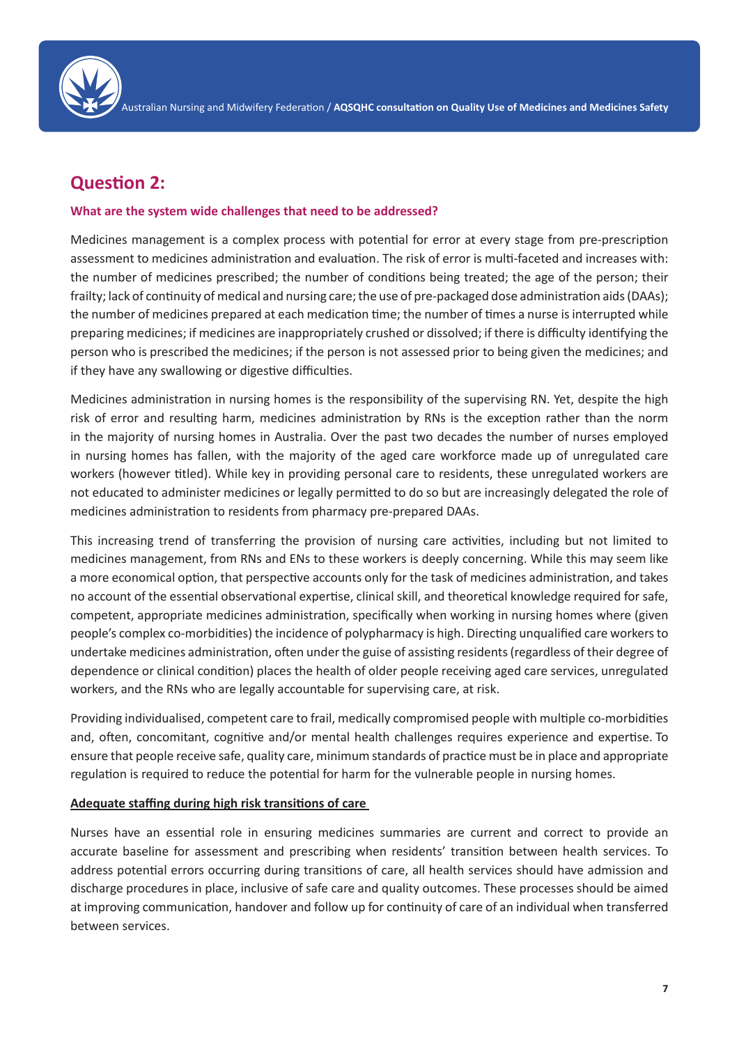## Question 2:

**What are the system wide challenges that need to be addressed?**

Medicines management is a complex process with potential for error at every stage from pre-prescription assessment to medicines administration and evaluation. The risk of error is multi-faceted and increases with: the number of medicines prescribed; the number of conditions being treated; the age of the person; their frailty; lack of continuity of medical and nursing care; the use of pre-packaged dose administration aids (DAAs); the number of medicines prepared at each medication time; the number of times a nurse is interrupted while preparing medicines; if medicines are inappropriately crushed or dissolved; if there is difficulty identifying the person who is prescribed the medicines; if the person is not assessed prior to being given the medicines; and if they have any swallowing or digestive difficulties.

Medicines administration in nursing homes is the responsibility of the supervising RN. Yet, despite the high risk of error and resulting harm, medicines administration by RNs is the exception rather than the norm in the majority of nursing homes in Australia. Over the past two decades the number of nurses employed in nursing homes has fallen, with the majority of the aged care workforce made up of unregulated care workers (however titled). While key in providing personal care to residents, these unregulated workers are not educated to administer medicines or legally permitted to do so but are increasingly delegated the role of medicines administration to residents from pharmacy pre-prepared DAAs.

This increasing trend of transferring the provision of nursing care activities, including but not limited to medicines management, from RNs and ENs to these workers is deeply concerning. While this may seem like a more economical option, that perspective accounts only for the task of medicines administration, and takes no account of the essential observational expertise, clinical skill, and theoretical knowledge required for safe, competent, appropriate medicines administration, specifically when working in nursing homes where (given people's complex co-morbidities) the incidence of polypharmacy is high. Directing unqualified care workers to undertake medicines administration, often under the guise of assisting residents (regardless of their degree of dependence or clinical condition) places the health of older people receiving aged care services, unregulated workers, and the RNs who are legally accountable for supervising care, at risk.

Providing individualised, competent care to frail, medically compromised people with multiple co-morbidities and, often, concomitant, cognitive and/or mental health challenges requires experience and expertise. To ensure that people receive safe, quality care, minimum standards of practice must be in place and appropriate regulation is required to reduce the potential for harm for the vulnerable people in nursing homes.

### Adequate staffing during high risk transitions of care

Nurses have an essential role in ensuring medicines summaries are current and correct to provide an accurate baseline for assessment and prescribing when residents' transition between health services. To address potential errors occurring during transitions of care, all health services should have admission and discharge procedures in place, inclusive of safe care and quality outcomes. These processes should be aimed at improving communication, handover and follow up for continuity of care of an individual when transferred between services.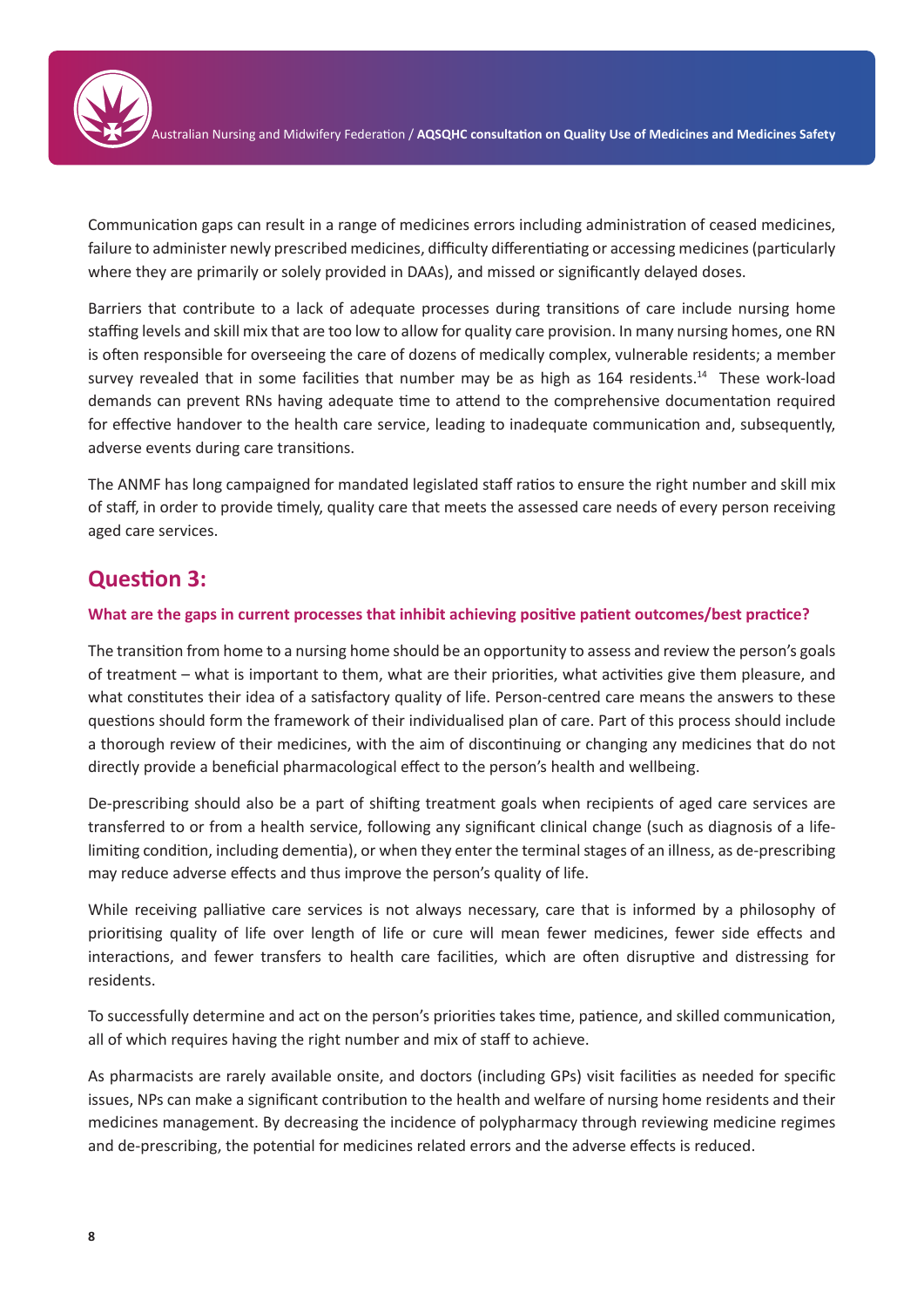Communication gaps can result in a range of medicines errors including administration of ceased medicines, failure to administer newly prescribed medicines, difficulty differentiating or accessing medicines (particularly where they are primarily or solely provided in DAAs), and missed or significantly delayed doses.

Barriers that contribute to a lack of adequate processes during transitions of care include nursing home staffing levels and skill mix that are too low to allow for quality care provision. In many nursing homes, one RN is often responsible for overseeing the care of dozens of medically complex, vulnerable residents; a member survey revealed that in some facilities that number may be as high as 164 residents.[14] These work-load demands can prevent RNs having adequate time to attend to the comprehensive documentation required for effective handover to the health care service, leading to inadequate communication and, subsequently, adverse events during care transitions.

The ANMF has long campaigned for mandated legislated staff ratios to ensure the right number and skill mix of staff, in order to provide timely, quality care that meets the assessed care needs of every person receiving aged care services.

## Question 3:

**What are the gaps in current processes that inhibit achieving positive patient outcomes/best practice?**

The transition from home to a nursing home should be an opportunity to assess and review the person's goals of treatment – what is important to them, what are their priorities, what activities give them pleasure, and what constitutes their idea of a satisfactory quality of life. Person-centred care means the answers to these questions should form the framework of their individualised plan of care. Part of this process should include a thorough review of their medicines, with the aim of discontinuing or changing any medicines that do not directly provide a beneficial pharmacological effect to the person's health and wellbeing.

De-prescribing should also be a part of shifting treatment goals when recipients of aged care services are transferred to or from a health service, following any significant clinical change (such as diagnosis of a life-limiting condition, including dementia), or when they enter the terminal stages of an illness, as de-prescribing may reduce adverse effects and thus improve the person's quality of life.

While receiving palliative care services is not always necessary, care that is informed by a philosophy of prioritising quality of life over length of life or cure will mean fewer medicines, fewer side effects and interactions, and fewer transfers to health care facilities, which are often disruptive and distressing for residents.

To successfully determine and act on the person's priorities takes time, patience, and skilled communication, all of which requires having the right number and mix of staff to achieve.

As pharmacists are rarely available onsite, and doctors (including GPs) visit facilities as needed for specific issues, NPs can make a significant contribution to the health and welfare of nursing home residents and their medicines management. By decreasing the incidence of polypharmacy through reviewing medicine regimes and de-prescribing, the potential for medicines related errors and the adverse effects is reduced.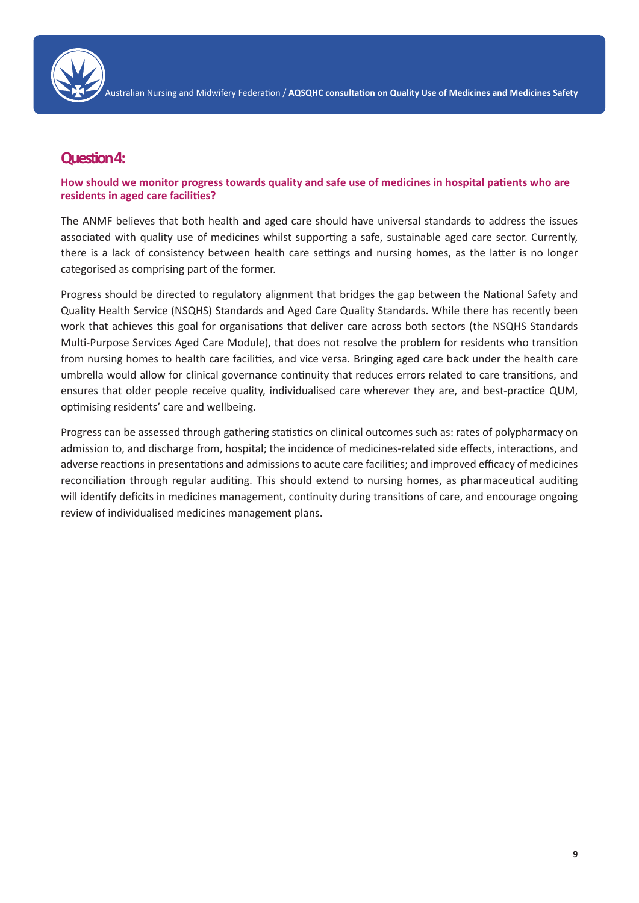## Question 4:

**How should we monitor progress towards quality and safe use of medicines in hospital patients who are residents in aged care facilities?**

The ANMF believes that both health and aged care should have universal standards to address the issues associated with quality use of medicines whilst supporting a safe, sustainable aged care sector. Currently, there is a lack of consistency between health care settings and nursing homes, as the latter is no longer categorised as comprising part of the former.

Progress should be directed to regulatory alignment that bridges the gap between the National Safety and Quality Health Service (NSQHS) Standards and Aged Care Quality Standards. While there has recently been work that achieves this goal for organisations that deliver care across both sectors (the NSQHS Standards Multi-Purpose Services Aged Care Module), that does not resolve the problem for residents who transition from nursing homes to health care facilities, and vice versa. Bringing aged care back under the health care umbrella would allow for clinical governance continuity that reduces errors related to care transitions, and ensures that older people receive quality, individualised care wherever they are, and best-practice QUM, optimising residents' care and wellbeing.

Progress can be assessed through gathering statistics on clinical outcomes such as: rates of polypharmacy on admission to, and discharge from, hospital; the incidence of medicines-related side effects, interactions, and adverse reactions in presentations and admissions to acute care facilities; and improved efficacy of medicines reconciliation through regular auditing. This should extend to nursing homes, as pharmaceutical auditing will identify deficits in medicines management, continuity during transitions of care, and encourage ongoing review of individualised medicines management plans.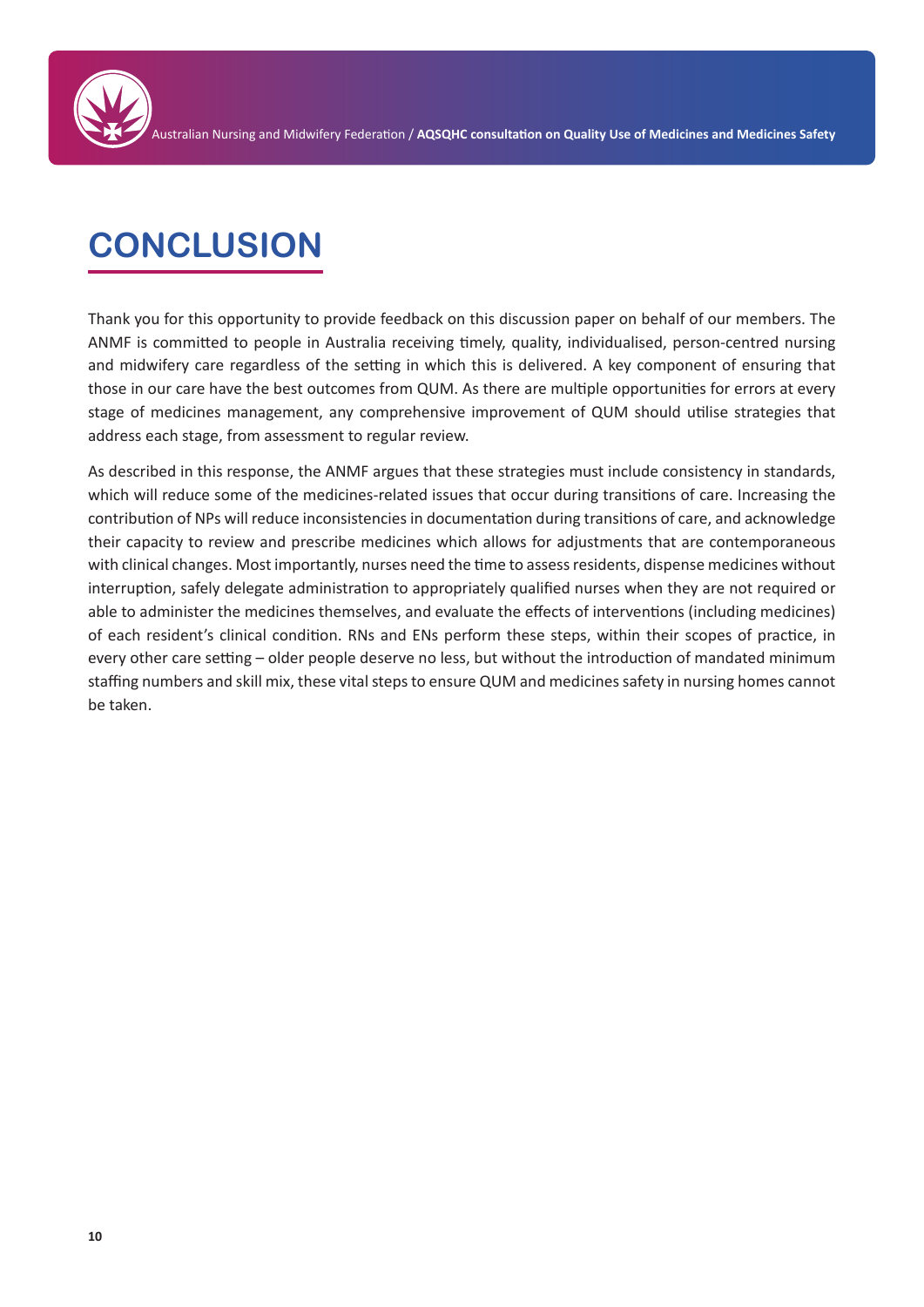# CONCLUSION

Thank you for this opportunity to provide feedback on this discussion paper on behalf of our members. The ANMF is committed to people in Australia receiving timely, quality, individualised, person-centred nursing and midwifery care regardless of the setting in which this is delivered. A key component of ensuring that those in our care have the best outcomes from QUM. As there are multiple opportunities for errors at every stage of medicines management, any comprehensive improvement of QUM should utilise strategies that address each stage, from assessment to regular review.

As described in this response, the ANMF argues that these strategies must include consistency in standards, which will reduce some of the medicines-related issues that occur during transitions of care. Increasing the contribution of NPs will reduce inconsistencies in documentation during transitions of care, and acknowledge their capacity to review and prescribe medicines which allows for adjustments that are contemporaneous with clinical changes. Most importantly, nurses need the time to assess residents, dispense medicines without interruption, safely delegate administration to appropriately qualified nurses when they are not required or able to administer the medicines themselves, and evaluate the effects of interventions (including medicines) of each resident's clinical condition. RNs and ENs perform these steps, within their scopes of practice, in every other care setting – older people deserve no less, but without the introduction of mandated minimum staffing numbers and skill mix, these vital steps to ensure QUM and medicines safety in nursing homes cannot be taken.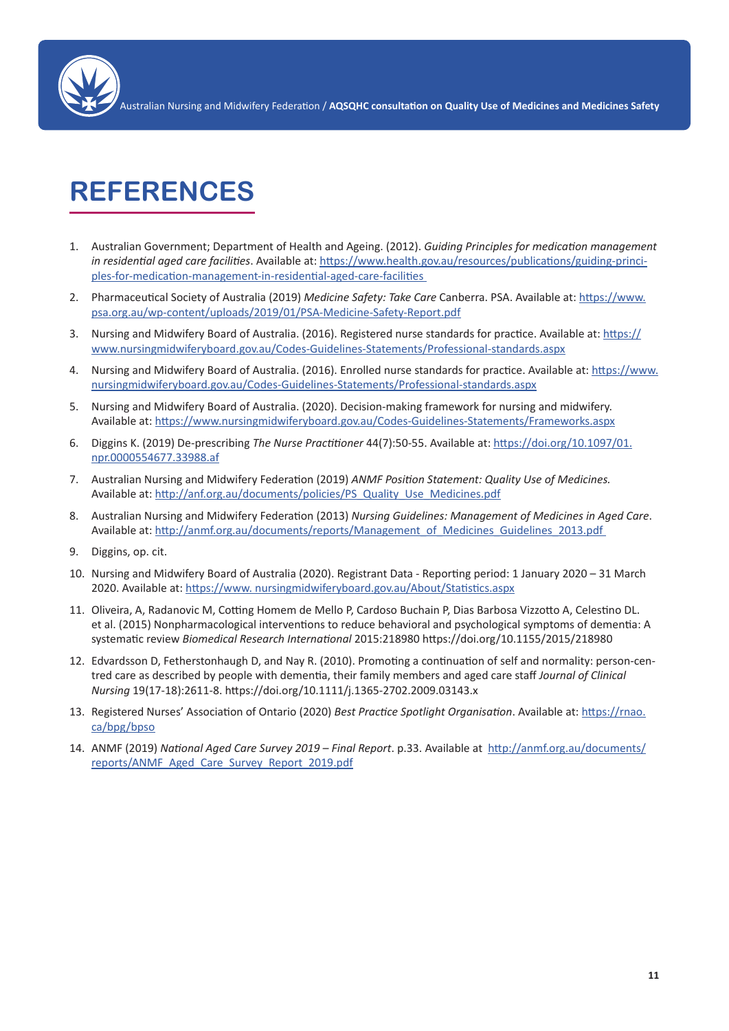# REFERENCES

1. Australian Government; Department of Health and Ageing. (2012). *Guiding Principles for medication management in residential aged care facilities*. Available at: https://www.health.gov.au/resources/publications/guiding-principles-for-medication-management-in-residential-aged-care-facilities
2. Pharmaceutical Society of Australia (2019) *Medicine Safety: Take Care* Canberra. PSA. Available at: https://www.psa.org.au/wp-content/uploads/2019/01/PSA-Medicine-Safety-Report.pdf
3. Nursing and Midwifery Board of Australia. (2016). Registered nurse standards for practice. Available at: https://www.nursingmidwiferyboard.gov.au/Codes-Guidelines-Statements/Professional-standards.aspx
4. Nursing and Midwifery Board of Australia. (2016). Enrolled nurse standards for practice. Available at: https://www.nursingmidwiferyboard.gov.au/Codes-Guidelines-Statements/Professional-standards.aspx
5. Nursing and Midwifery Board of Australia. (2020). Decision-making framework for nursing and midwifery. Available at: https://www.nursingmidwiferyboard.gov.au/Codes-Guidelines-Statements/Frameworks.aspx
6. Diggins K. (2019) De-prescribing *The Nurse Practitioner* 44(7):50-55. Available at: https://doi.org/10.1097/01.npr.0000554677.33988.af
7. Australian Nursing and Midwifery Federation (2019) *ANMF Position Statement: Quality Use of Medicines.* Available at: http://anf.org.au/documents/policies/PS_Quality_Use_Medicines.pdf
8. Australian Nursing and Midwifery Federation (2013) *Nursing Guidelines: Management of Medicines in Aged Care*. Available at: http://anmf.org.au/documents/reports/Management_of_Medicines_Guidelines_2013.pdf
9. Diggins, op. cit.
10. Nursing and Midwifery Board of Australia (2020). Registrant Data - Reporting period: 1 January 2020 – 31 March 2020. Available at: https://www. nursingmidwiferyboard.gov.au/About/Statistics.aspx
11. Oliveira, A, Radanovic M, Cotting Homem de Mello P, Cardoso Buchain P, Dias Barbosa Vizzotto A, Celestino DL. et al. (2015) Nonpharmacological interventions to reduce behavioral and psychological symptoms of dementia: A systematic review *Biomedical Research International* 2015:218980 https://doi.org/10.1155/2015/218980
12. Edvardsson D, Fetherstonhaugh D, and Nay R. (2010). Promoting a continuation of self and normality: person-centred care as described by people with dementia, their family members and aged care staff *Journal of Clinical Nursing* 19(17-18):2611-8. https://doi.org/10.1111/j.1365-2702.2009.03143.x
13. Registered Nurses' Association of Ontario (2020) *Best Practice Spotlight Organisation*. Available at: https://rnao.ca/bpg/bpso
14. ANMF (2019) *National Aged Care Survey 2019 – Final Report*. p.33. Available at http://anmf.org.au/documents/reports/ANMF_Aged_Care_Survey_Report_2019.pdf